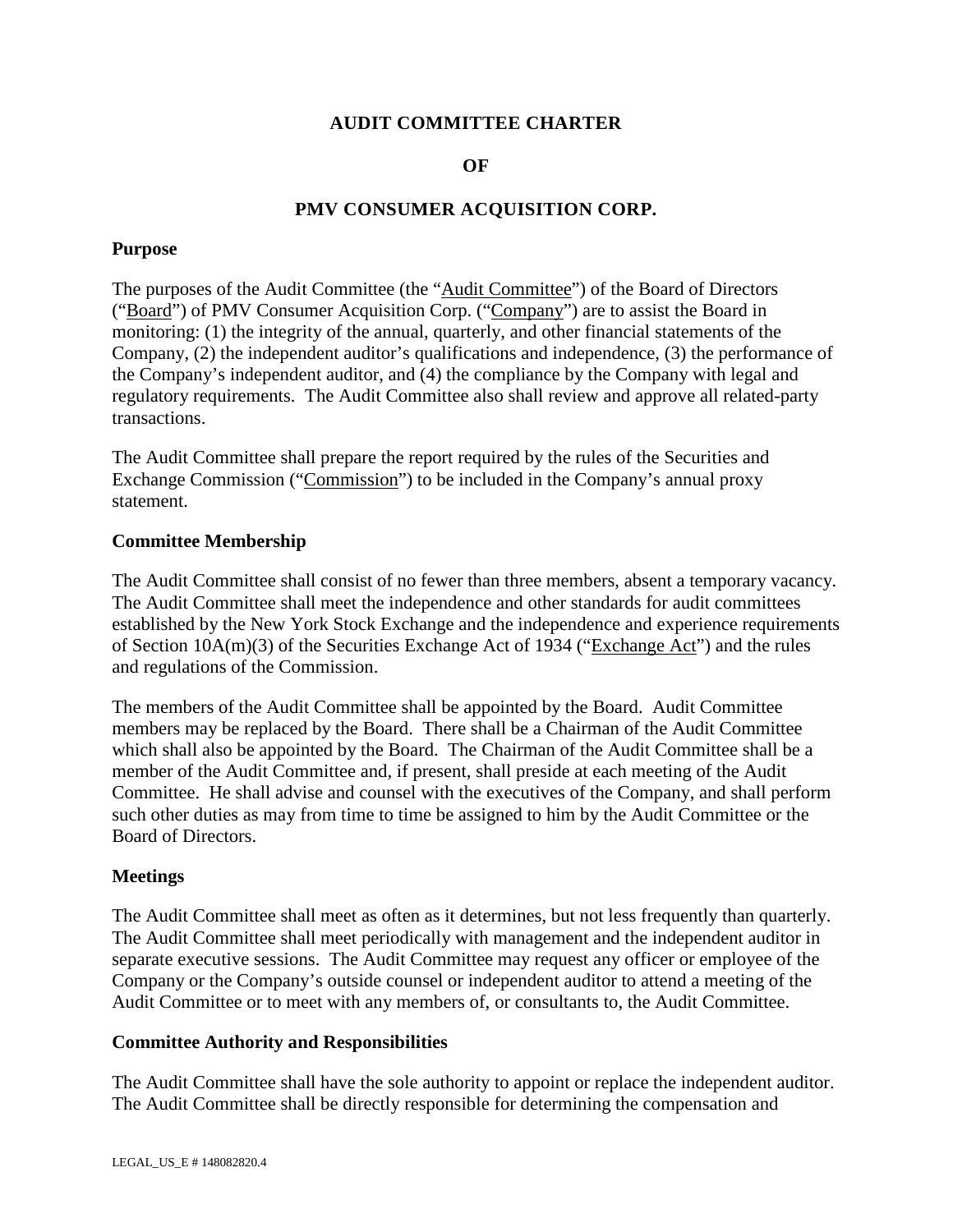# AUDIT COMMITTEE CHARTER

# OF

# PMV CONSUMER ACQUISITION CORP.

## Purpose

The purposes of the Audit Committee (the "Audit Committee") of the Board of Directors ("Board") of PMV Consumer Acquisition Corp. ("Company") are to assist the Board in monitoring: (1) the integrity of the annual, quarterly, and other financial statements of the Company, (2) the independent auditor's qualifications and independence, (3) the performance of the Company's independent auditor, and (4) the compliance by the Company with legal and regulatory requirements. The Audit Committee also shall review and approve all related-party transactions.

The Audit Committee shall prepare the report required by the rules of the Securities and Exchange Commission ("Commission") to be included in the Company's annual proxy statement.

## Committee Membership

The Audit Committee shall consist of no fewer than three members, absent a temporary vacancy. The Audit Committee shall meet the independence and other standards for audit committees established by the New York Stock Exchange and the independence and experience requirements of Section 10A(m)(3) of the Securities Exchange Act of 1934 ("Exchange Act") and the rules and regulations of the Commission.

The members of the Audit Committee shall be appointed by the Board. Audit Committee members may be replaced by the Board. There shall be a Chairman of the Audit Committee which shall also be appointed by the Board. The Chairman of the Audit Committee shall be a member of the Audit Committee and, if present, shall preside at each meeting of the Audit Committee. He shall advise and counsel with the executives of the Company, and shall perform such other duties as may from time to time be assigned to him by the Audit Committee or the Board of Directors.

## Meetings

The Audit Committee shall meet as often as it determines, but not less frequently than quarterly. The Audit Committee shall meet periodically with management and the independent auditor in separate executive sessions. The Audit Committee may request any officer or employee of the Company or the Company's outside counsel or independent auditor to attend a meeting of the Audit Committee or to meet with any members of, or consultants to, the Audit Committee.

## Committee Authority and Responsibilities

The Audit Committee shall have the sole authority to appoint or replace the independent auditor. The Audit Committee shall be directly responsible for determining the compensation and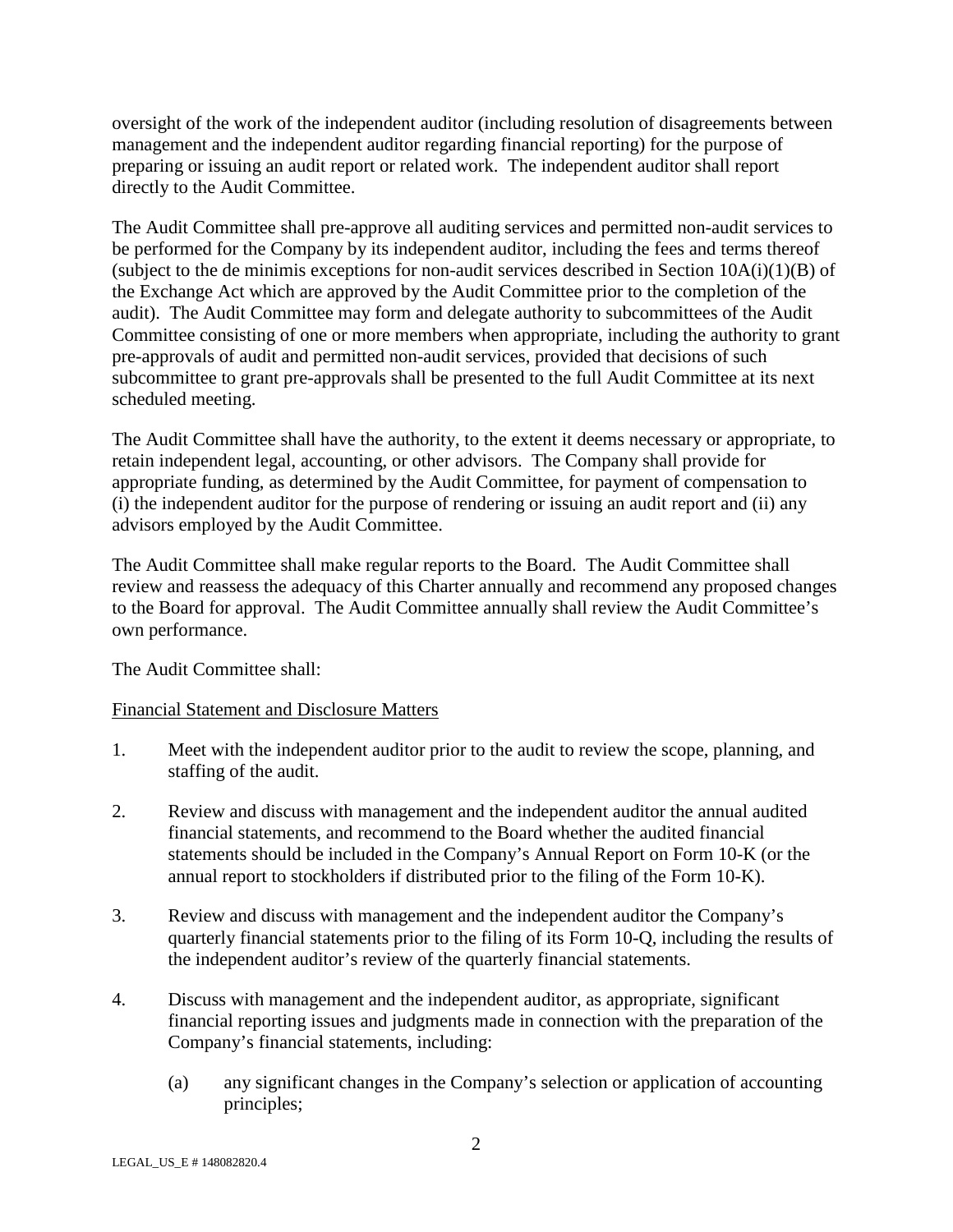oversight of the work of the independent auditor (including resolution of disagreements between management and the independent auditor regarding financial reporting) for the purpose of preparing or issuing an audit report or related work. The independent auditor shall report directly to the Audit Committee.

The Audit Committee shall pre-approve all auditing services and permitted non-audit services to be performed for the Company by its independent auditor, including the fees and terms thereof (subject to the de minimis exceptions for non-audit services described in Section 10A(i)(1)(B) of the Exchange Act which are approved by the Audit Committee prior to the completion of the audit). The Audit Committee may form and delegate authority to subcommittees of the Audit Committee consisting of one or more members when appropriate, including the authority to grant pre-approvals of audit and permitted non-audit services, provided that decisions of such subcommittee to grant pre-approvals shall be presented to the full Audit Committee at its next scheduled meeting.

The Audit Committee shall have the authority, to the extent it deems necessary or appropriate, to retain independent legal, accounting, or other advisors. The Company shall provide for appropriate funding, as determined by the Audit Committee, for payment of compensation to (i) the independent auditor for the purpose of rendering or issuing an audit report and (ii) any advisors employed by the Audit Committee.

The Audit Committee shall make regular reports to the Board. The Audit Committee shall review and reassess the adequacy of this Charter annually and recommend any proposed changes to the Board for approval. The Audit Committee annually shall review the Audit Committee's own performance.

The Audit Committee shall:

Financial Statement and Disclosure Matters

1. Meet with the independent auditor prior to the audit to review the scope, planning, and staffing of the audit.

2. Review and discuss with management and the independent auditor the annual audited financial statements, and recommend to the Board whether the audited financial statements should be included in the Company's Annual Report on Form 10-K (or the annual report to stockholders if distributed prior to the filing of the Form 10-K).

3. Review and discuss with management and the independent auditor the Company's quarterly financial statements prior to the filing of its Form 10-Q, including the results of the independent auditor's review of the quarterly financial statements.

4. Discuss with management and the independent auditor, as appropriate, significant financial reporting issues and judgments made in connection with the preparation of the Company's financial statements, including:

   (a) any significant changes in the Company's selection or application of accounting principles;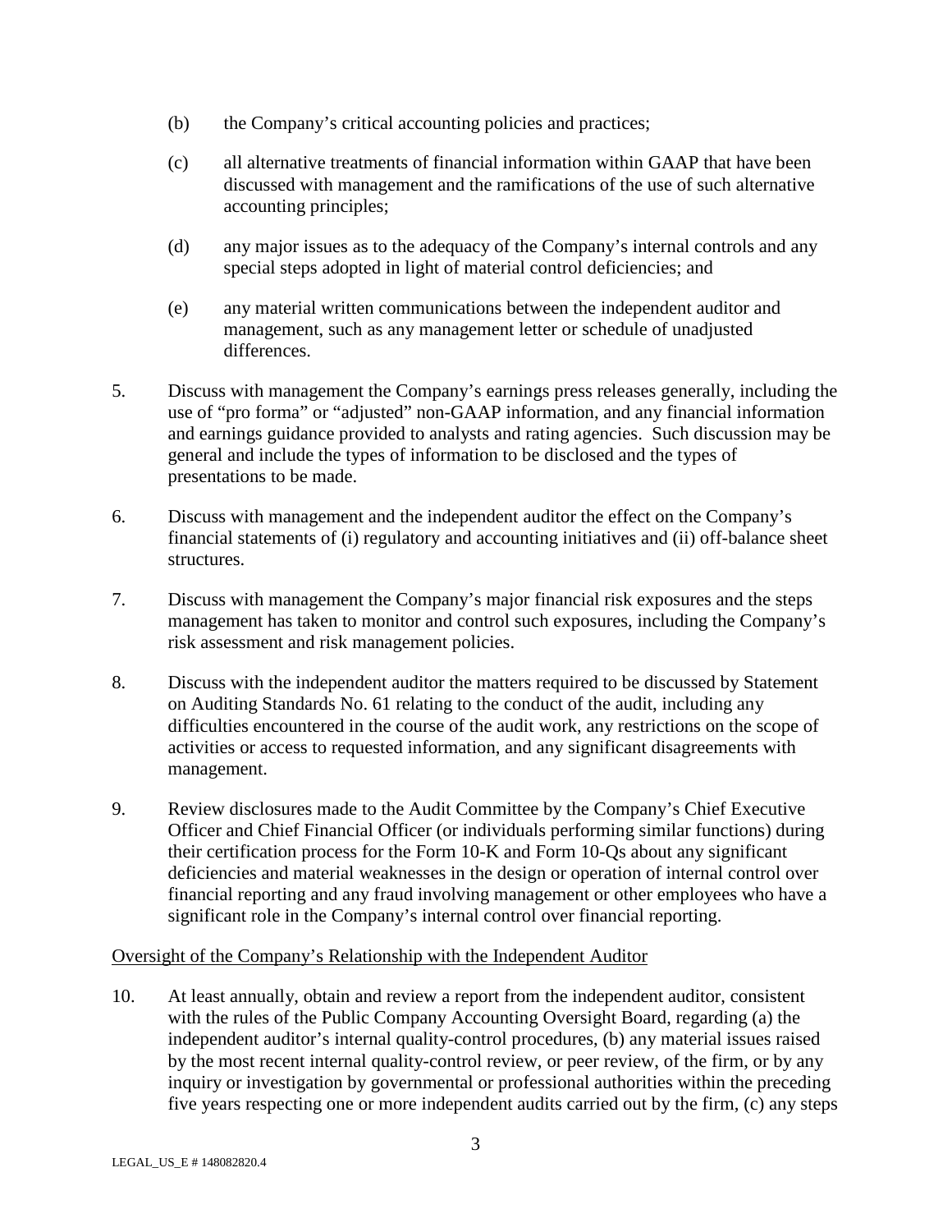(b) the Company's critical accounting policies and practices;

(c) all alternative treatments of financial information within GAAP that have been discussed with management and the ramifications of the use of such alternative accounting principles;

(d) any major issues as to the adequacy of the Company's internal controls and any special steps adopted in light of material control deficiencies; and

(e) any material written communications between the independent auditor and management, such as any management letter or schedule of unadjusted differences.

5. Discuss with management the Company's earnings press releases generally, including the use of "pro forma" or "adjusted" non-GAAP information, and any financial information and earnings guidance provided to analysts and rating agencies. Such discussion may be general and include the types of information to be disclosed and the types of presentations to be made.

6. Discuss with management and the independent auditor the effect on the Company's financial statements of (i) regulatory and accounting initiatives and (ii) off-balance sheet structures.

7. Discuss with management the Company's major financial risk exposures and the steps management has taken to monitor and control such exposures, including the Company's risk assessment and risk management policies.

8. Discuss with the independent auditor the matters required to be discussed by Statement on Auditing Standards No. 61 relating to the conduct of the audit, including any difficulties encountered in the course of the audit work, any restrictions on the scope of activities or access to requested information, and any significant disagreements with management.

9. Review disclosures made to the Audit Committee by the Company's Chief Executive Officer and Chief Financial Officer (or individuals performing similar functions) during their certification process for the Form 10-K and Form 10-Qs about any significant deficiencies and material weaknesses in the design or operation of internal control over financial reporting and any fraud involving management or other employees who have a significant role in the Company's internal control over financial reporting.

<u>Oversight of the Company's Relationship with the Independent Auditor</u>

10. At least annually, obtain and review a report from the independent auditor, consistent with the rules of the Public Company Accounting Oversight Board, regarding (a) the independent auditor's internal quality-control procedures, (b) any material issues raised by the most recent internal quality-control review, or peer review, of the firm, or by any inquiry or investigation by governmental or professional authorities within the preceding five years respecting one or more independent audits carried out by the firm, (c) any steps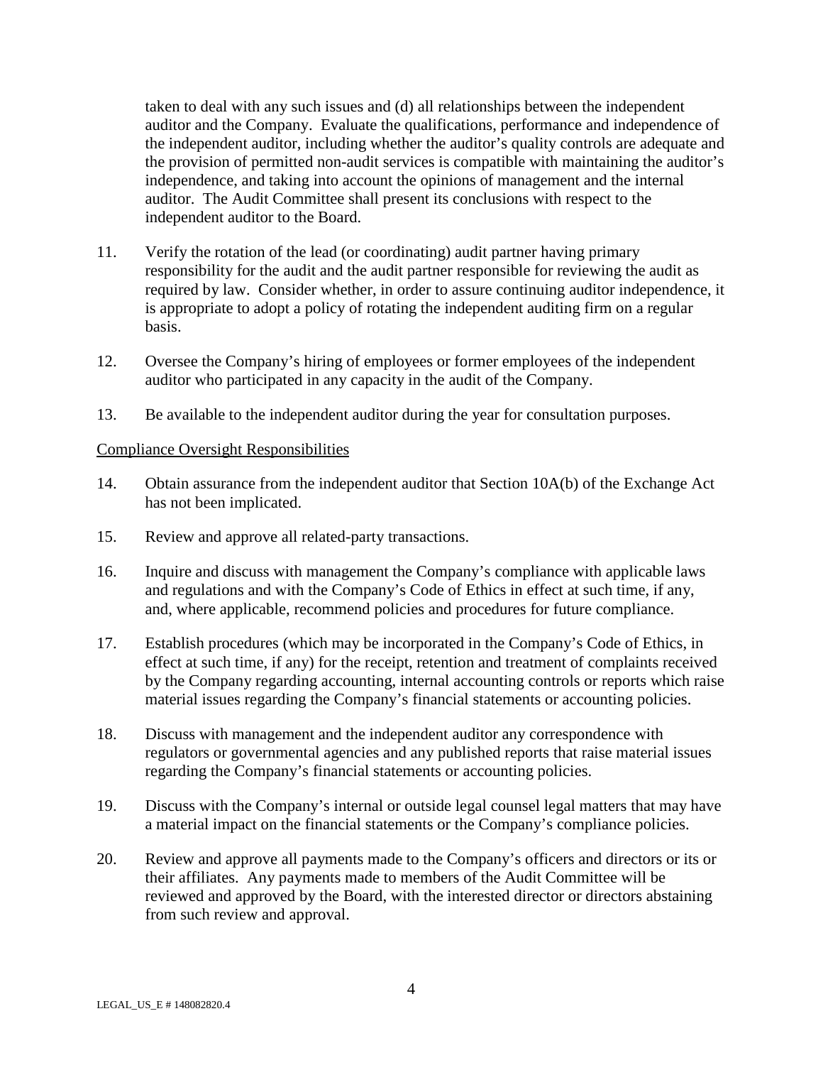taken to deal with any such issues and (d) all relationships between the independent auditor and the Company. Evaluate the qualifications, performance and independence of the independent auditor, including whether the auditor's quality controls are adequate and the provision of permitted non-audit services is compatible with maintaining the auditor's independence, and taking into account the opinions of management and the internal auditor. The Audit Committee shall present its conclusions with respect to the independent auditor to the Board.

11. Verify the rotation of the lead (or coordinating) audit partner having primary responsibility for the audit and the audit partner responsible for reviewing the audit as required by law. Consider whether, in order to assure continuing auditor independence, it is appropriate to adopt a policy of rotating the independent auditing firm on a regular basis.

12. Oversee the Company's hiring of employees or former employees of the independent auditor who participated in any capacity in the audit of the Company.

13. Be available to the independent auditor during the year for consultation purposes.

<u>Compliance Oversight Responsibilities</u>

14. Obtain assurance from the independent auditor that Section 10A(b) of the Exchange Act has not been implicated.

15. Review and approve all related-party transactions.

16. Inquire and discuss with management the Company's compliance with applicable laws and regulations and with the Company's Code of Ethics in effect at such time, if any, and, where applicable, recommend policies and procedures for future compliance.

17. Establish procedures (which may be incorporated in the Company's Code of Ethics, in effect at such time, if any) for the receipt, retention and treatment of complaints received by the Company regarding accounting, internal accounting controls or reports which raise material issues regarding the Company's financial statements or accounting policies.

18. Discuss with management and the independent auditor any correspondence with regulators or governmental agencies and any published reports that raise material issues regarding the Company's financial statements or accounting policies.

19. Discuss with the Company's internal or outside legal counsel legal matters that may have a material impact on the financial statements or the Company's compliance policies.

20. Review and approve all payments made to the Company's officers and directors or its or their affiliates. Any payments made to members of the Audit Committee will be reviewed and approved by the Board, with the interested director or directors abstaining from such review and approval.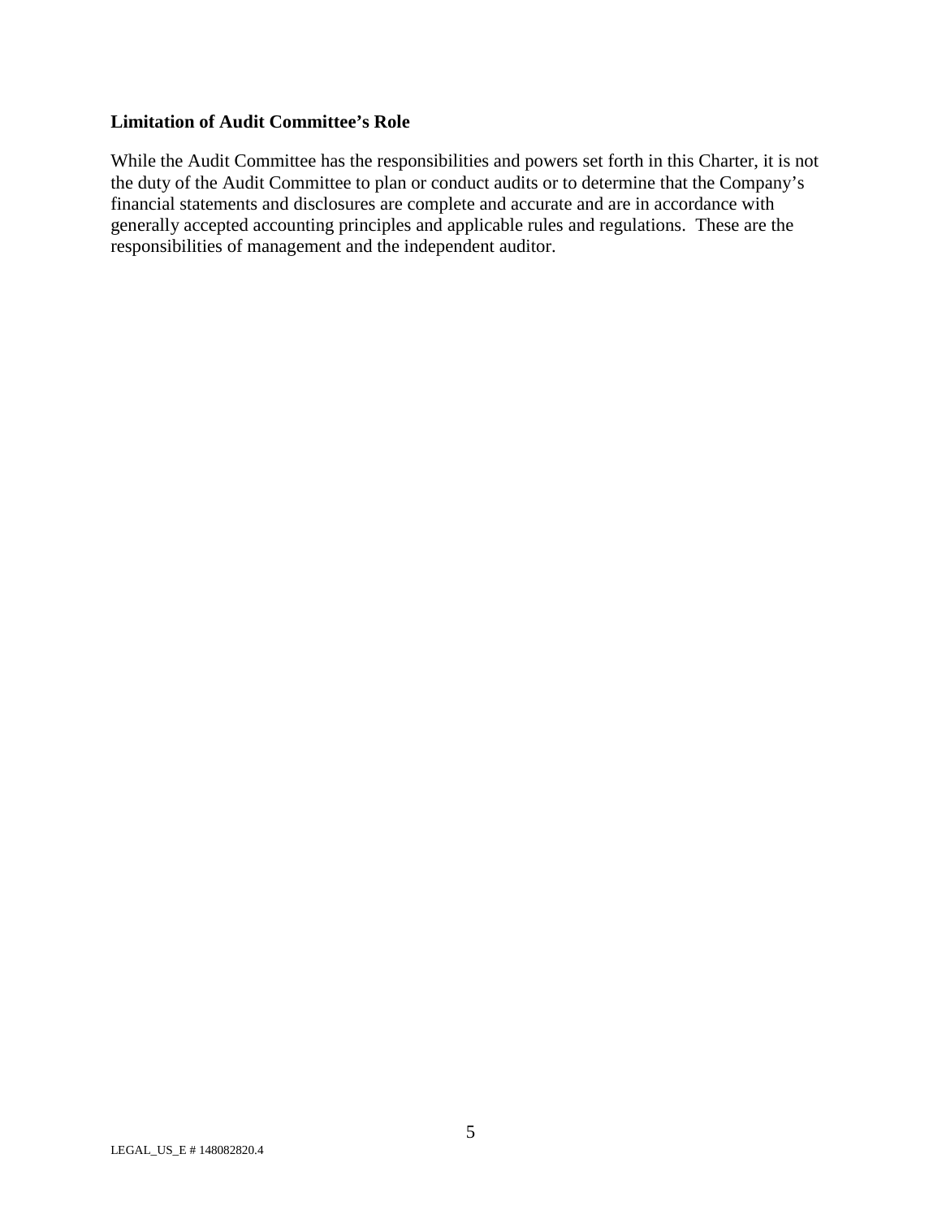**Limitation of Audit Committee's Role**

While the Audit Committee has the responsibilities and powers set forth in this Charter, it is not the duty of the Audit Committee to plan or conduct audits or to determine that the Company's financial statements and disclosures are complete and accurate and are in accordance with generally accepted accounting principles and applicable rules and regulations. These are the responsibilities of management and the independent auditor.